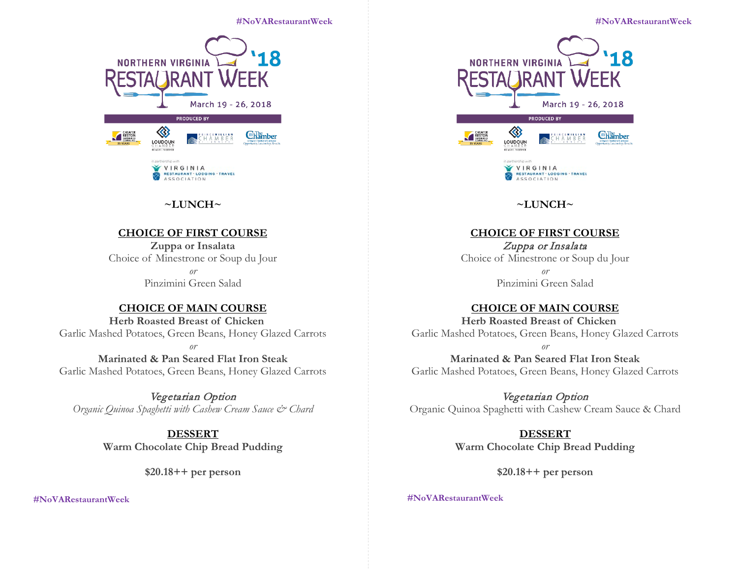#NoVARestaurantWeek

NORTHERN VIRGINIA RESTAURANT WEEK '18

March 19 - 26, 2018

PRODUCED BY

in partnership with VIRGINIA RESTAURANT · LODGING · TRAVEL ASSOCIATION

## ~LUNCH~

### CHOICE OF FIRST COURSE

**Zuppa or Insalata**

Choice of Minestrone or Soup du Jour

*or*

Pinzimini Green Salad

### CHOICE OF MAIN COURSE

**Herb Roasted Breast of Chicken**

Garlic Mashed Potatoes, Green Beans, Honey Glazed Carrots

*or*

**Marinated & Pan Seared Flat Iron Steak**

Garlic Mashed Potatoes, Green Beans, Honey Glazed Carrots

*Vegetarian Option*

*Organic Quinoa Spaghetti with Cashew Cream Sauce & Chard*

### DESSERT

**Warm Chocolate Chip Bread Pudding**

**$20.18++ per person**

#NoVARestaurantWeek

#NoVARestaurantWeek

NORTHERN VIRGINIA RESTAURANT WEEK '18

March 19 - 26, 2018

PRODUCED BY

in partnership with VIRGINIA RESTAURANT · LODGING · TRAVEL ASSOCIATION

## ~LUNCH~

### CHOICE OF FIRST COURSE

*Zuppa or Insalata*

Choice of Minestrone or Soup du Jour

*or*

Pinzimini Green Salad

### CHOICE OF MAIN COURSE

**Herb Roasted Breast of Chicken**

Garlic Mashed Potatoes, Green Beans, Honey Glazed Carrots

*or*

**Marinated & Pan Seared Flat Iron Steak**

Garlic Mashed Potatoes, Green Beans, Honey Glazed Carrots

*Vegetarian Option*

Organic Quinoa Spaghetti with Cashew Cream Sauce & Chard

### DESSERT

**Warm Chocolate Chip Bread Pudding**

**$20.18++ per person**

#NoVARestaurantWeek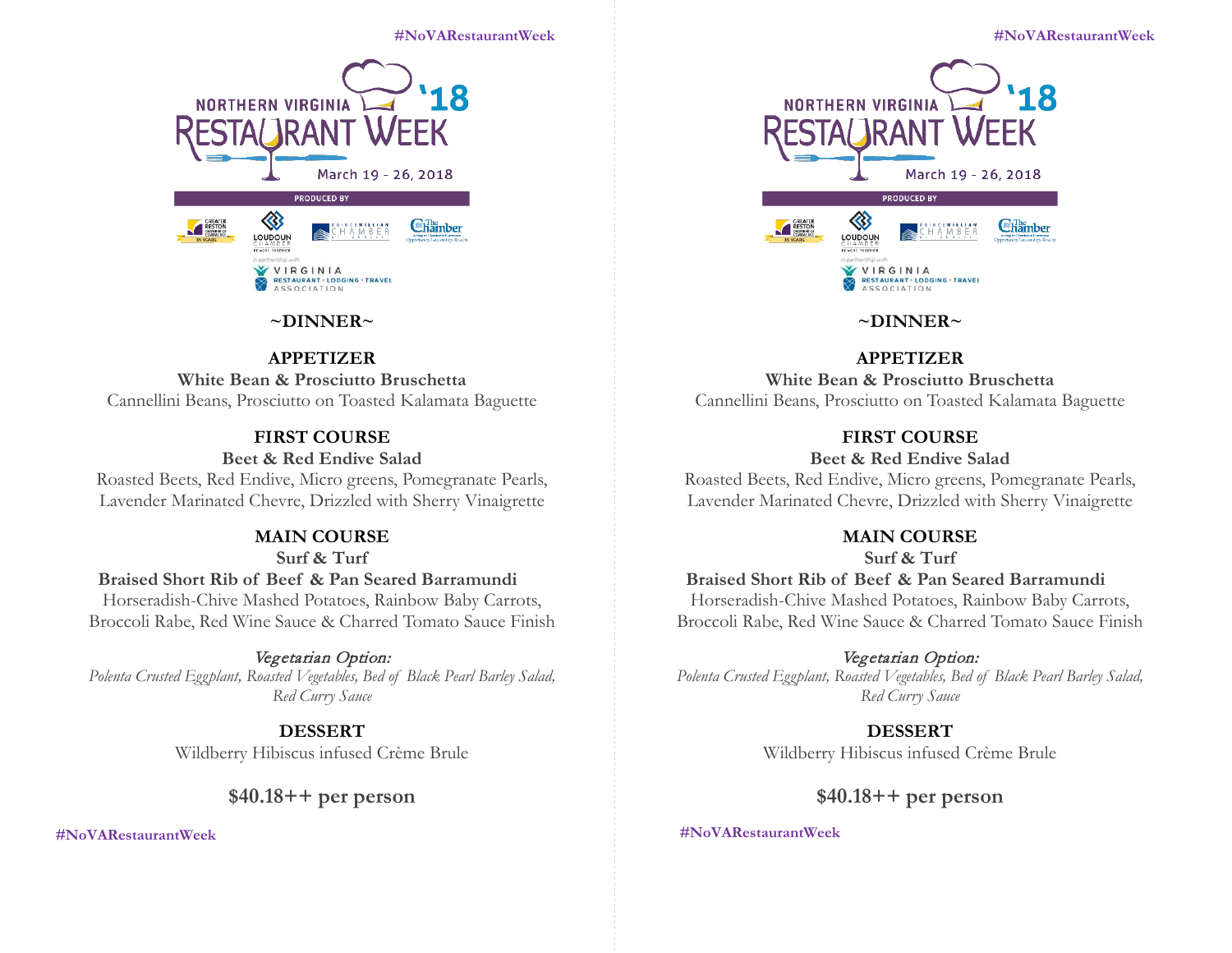#NoVARestaurantWeek

NORTHERN VIRGINIA RESTAURANT WEEK '18

March 19 - 26, 2018

PRODUCED BY

~DINNER~

**APPETIZER**

**White Bean & Prosciutto Bruschetta**

Cannellini Beans, Prosciutto on Toasted Kalamata Baguette

**FIRST COURSE**

**Beet & Red Endive Salad**

Roasted Beets, Red Endive, Micro greens, Pomegranate Pearls, Lavender Marinated Chevre, Drizzled with Sherry Vinaigrette

**MAIN COURSE**

**Surf & Turf**

**Braised Short Rib of Beef & Pan Seared Barramundi**

Horseradish-Chive Mashed Potatoes, Rainbow Baby Carrots, Broccoli Rabe, Red Wine Sauce & Charred Tomato Sauce Finish

*Vegetarian Option:*

*Polenta Crusted Eggplant, Roasted Vegetables, Bed of Black Pearl Barley Salad, Red Curry Sauce*

**DESSERT**

Wildberry Hibiscus infused Crème Brule

**$40.18++ per person**

#NoVARestaurantWeek

#NoVARestaurantWeek

NORTHERN VIRGINIA RESTAURANT WEEK '18

March 19 - 26, 2018

PRODUCED BY

~DINNER~

**APPETIZER**

**White Bean & Prosciutto Bruschetta**

Cannellini Beans, Prosciutto on Toasted Kalamata Baguette

**FIRST COURSE**

**Beet & Red Endive Salad**

Roasted Beets, Red Endive, Micro greens, Pomegranate Pearls, Lavender Marinated Chevre, Drizzled with Sherry Vinaigrette

**MAIN COURSE**

**Surf & Turf**

**Braised Short Rib of Beef & Pan Seared Barramundi**

Horseradish-Chive Mashed Potatoes, Rainbow Baby Carrots, Broccoli Rabe, Red Wine Sauce & Charred Tomato Sauce Finish

*Vegetarian Option:*

*Polenta Crusted Eggplant, Roasted Vegetables, Bed of Black Pearl Barley Salad, Red Curry Sauce*

**DESSERT**

Wildberry Hibiscus infused Crème Brule

**$40.18++ per person**

#NoVARestaurantWeek